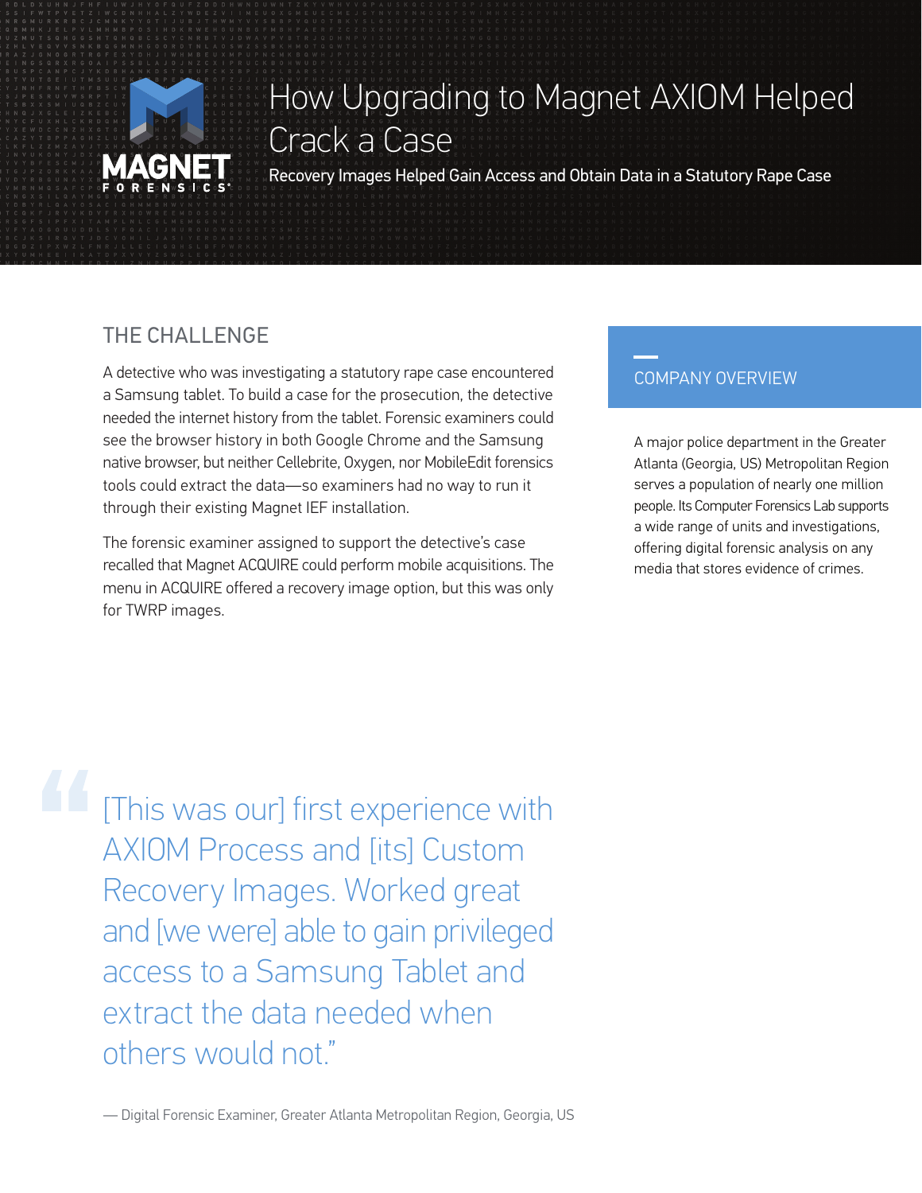# How Upgrading to Magnet AXIOM Helped Crack a Case

Recovery Images Helped Gain Access and Obtain Data in a Statutory Rape Case

## THE CHALLENGE

A detective who was investigating a statutory rape case encountered a Samsung tablet. To build a case for the prosecution, the detective needed the internet history from the tablet. Forensic examiners could see the browser history in both Google Chrome and the Samsung native browser, but neither Cellebrite, Oxygen, nor MobileEdit forensics tools could extract the data—so examiners had no way to run it through their existing Magnet IEF installation.

The forensic examiner assigned to support the detective's case recalled that Magnet ACQUIRE could perform mobile acquisitions. The menu in ACQUIRE offered a recovery image option, but this was only for TWRP images.

## COMPANY OVERVIEW

A major police department in the Greater Atlanta (Georgia, US) Metropolitan Region serves a population of nearly one million people. Its Computer Forensics Lab supports a wide range of units and investigations, offering digital forensic analysis on any media that stores evidence of crimes.

> "[This was our] first experience with AXIOM Process and [its] Custom Recovery Images. Worked great and [we were] able to gain privileged access to a Samsung Tablet and extract the data needed when others would not."
>
> — Digital Forensic Examiner, Greater Atlanta Metropolitan Region, Georgia, US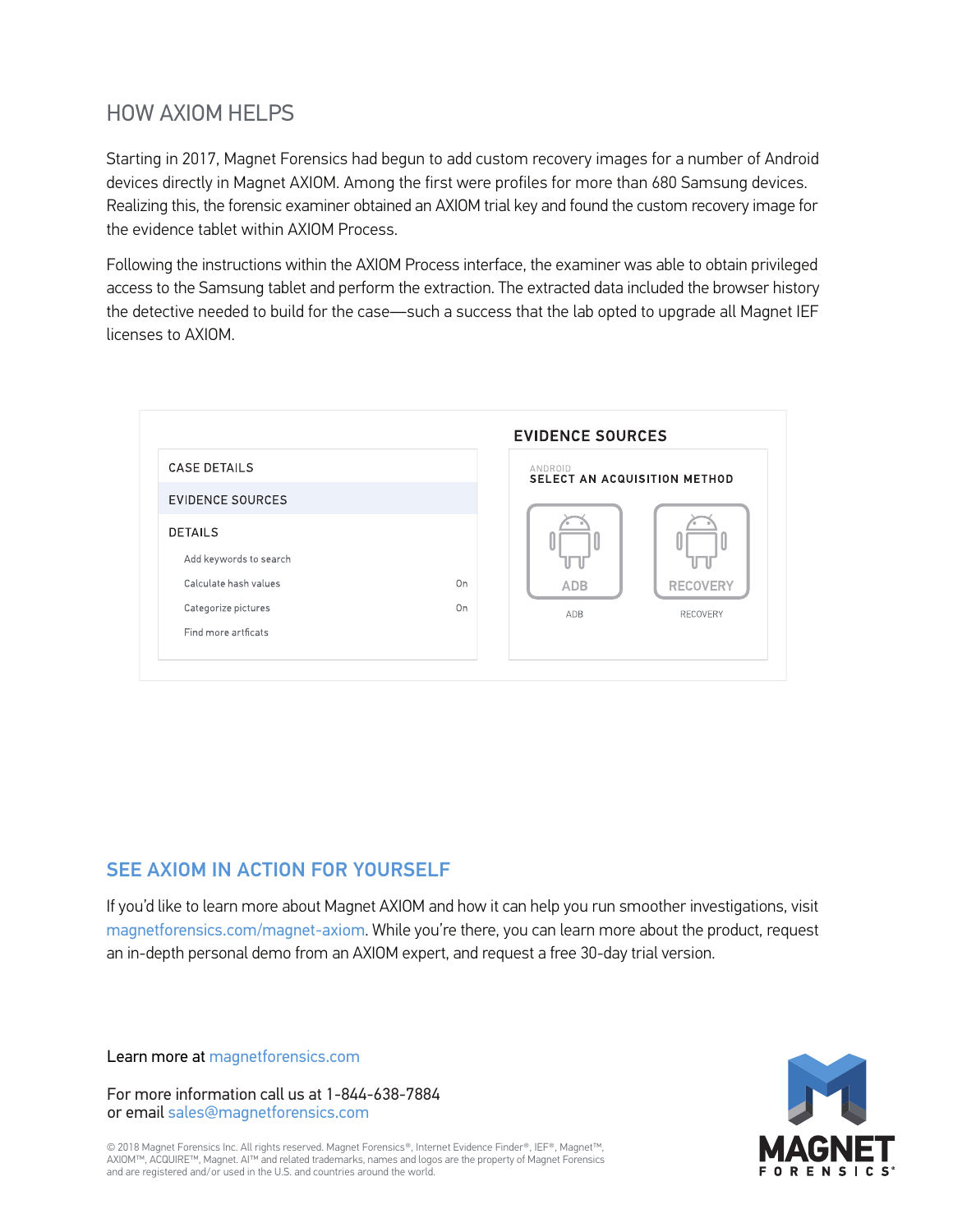## HOW AXIOM HELPS

Starting in 2017, Magnet Forensics had begun to add custom recovery images for a number of Android devices directly in Magnet AXIOM. Among the first were profiles for more than 680 Samsung devices. Realizing this, the forensic examiner obtained an AXIOM trial key and found the custom recovery image for the evidence tablet within AXIOM Process.

Following the instructions within the AXIOM Process interface, the examiner was able to obtain privileged access to the Samsung tablet and perform the extraction. The extracted data included the browser history the detective needed to build for the case—such a success that the lab opted to upgrade all Magnet IEF licenses to AXIOM.

CASE DETAILS

EVIDENCE SOURCES

DETAILS

Add keywords to search

Calculate hash values On

Categorize pictures On

Find more artficats

EVIDENCE SOURCES

ANDROID

SELECT AN ACQUISITION METHOD

ADB

RECOVERY

## SEE AXIOM IN ACTION FOR YOURSELF

If you'd like to learn more about Magnet AXIOM and how it can help you run smoother investigations, visit magnetforensics.com/magnet-axiom. While you're there, you can learn more about the product, request an in-depth personal demo from an AXIOM expert, and request a free 30-day trial version.

Learn more at magnetforensics.com

For more information call us at 1-844-638-7884
or email sales@magnetforensics.com

© 2018 Magnet Forensics Inc. All rights reserved. Magnet Forensics®, Internet Evidence Finder®, IEF®, Magnet™, AXIOM™, ACQUIRE™, Magnet. AI™ and related trademarks, names and logos are the property of Magnet Forensics and are registered and/or used in the U.S. and countries around the world.

MAGNET FORENSICS®